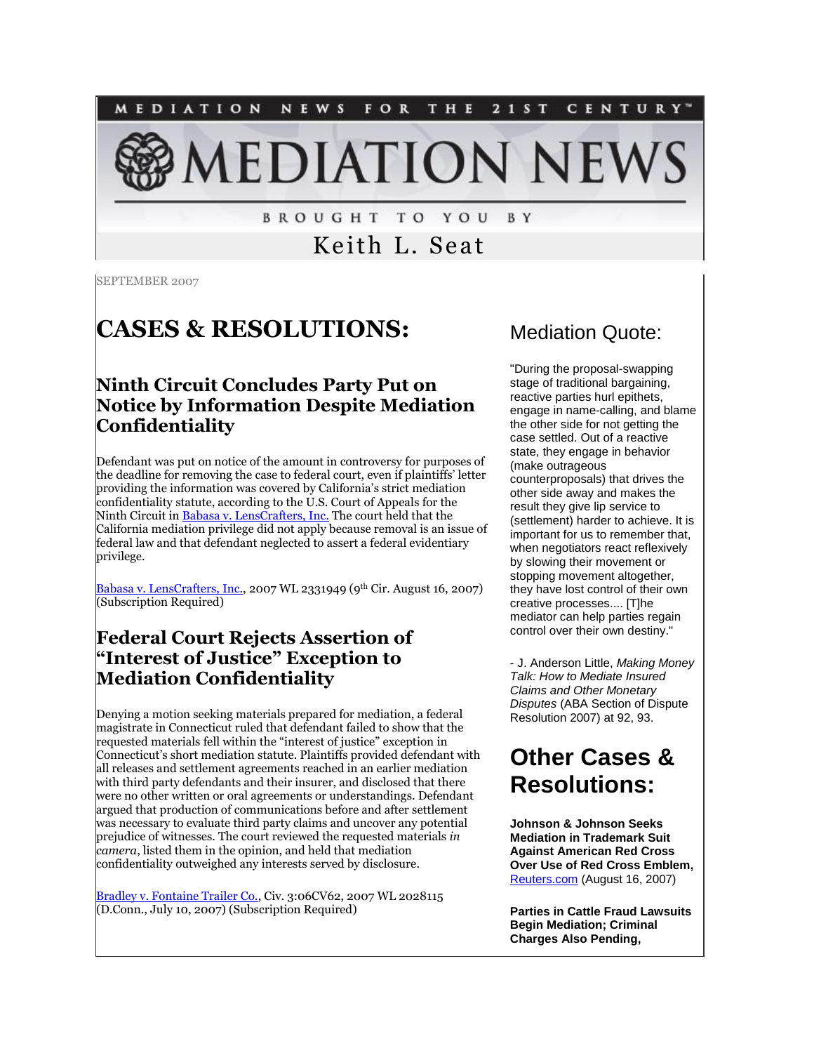MEDIATION NEWS FOR THE 21ST CENTURY™

# MEDIATION NEWS

BROUGHT TO YOU BY

Keith L. Seat

SEPTEMBER 2007

# CASES & RESOLUTIONS:

## Ninth Circuit Concludes Party Put on Notice by Information Despite Mediation Confidentiality

Defendant was put on notice of the amount in controversy for purposes of the deadline for removing the case to federal court, even if plaintiffs' letter providing the information was covered by California's strict mediation confidentiality statute, according to the U.S. Court of Appeals for the Ninth Circuit in Babasa v. LensCrafters, Inc. The court held that the California mediation privilege did not apply because removal is an issue of federal law and that defendant neglected to assert a federal evidentiary privilege.

Babasa v. LensCrafters, Inc., 2007 WL 2331949 (9th Cir. August 16, 2007) (Subscription Required)

## Federal Court Rejects Assertion of "Interest of Justice" Exception to Mediation Confidentiality

Denying a motion seeking materials prepared for mediation, a federal magistrate in Connecticut ruled that defendant failed to show that the requested materials fell within the "interest of justice" exception in Connecticut's short mediation statute. Plaintiffs provided defendant with all releases and settlement agreements reached in an earlier mediation with third party defendants and their insurer, and disclosed that there were no other written or oral agreements or understandings. Defendant argued that production of communications before and after settlement was necessary to evaluate third party claims and uncover any potential prejudice of witnesses. The court reviewed the requested materials *in camera*, listed them in the opinion, and held that mediation confidentiality outweighed any interests served by disclosure.

Bradley v. Fontaine Trailer Co., Civ. 3:06CV62, 2007 WL 2028115 (D.Conn., July 10, 2007) (Subscription Required)

## Mediation Quote:

"During the proposal-swapping stage of traditional bargaining, reactive parties hurl epithets, engage in name-calling, and blame the other side for not getting the case settled. Out of a reactive state, they engage in behavior (make outrageous counterproposals) that drives the other side away and makes the result they give lip service to (settlement) harder to achieve. It is important for us to remember that, when negotiators react reflexively by slowing their movement or stopping movement altogether, they have lost control of their own creative processes.... [T]he mediator can help parties regain control over their own destiny."

- J. Anderson Little, *Making Money Talk: How to Mediate Insured Claims and Other Monetary Disputes* (ABA Section of Dispute Resolution 2007) at 92, 93.

# Other Cases & Resolutions:

**Johnson & Johnson Seeks Mediation in Trademark Suit Against American Red Cross Over Use of Red Cross Emblem,** Reuters.com (August 16, 2007)

**Parties in Cattle Fraud Lawsuits Begin Mediation; Criminal Charges Also Pending,**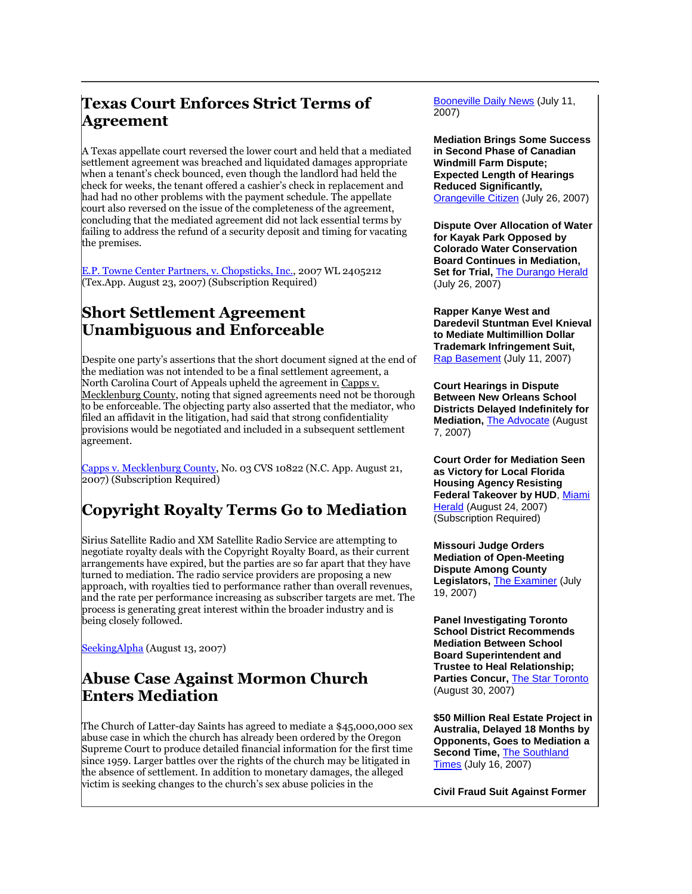## Texas Court Enforces Strict Terms of Agreement

A Texas appellate court reversed the lower court and held that a mediated settlement agreement was breached and liquidated damages appropriate when a tenant's check bounced, even though the landlord had held the check for weeks, the tenant offered a cashier's check in replacement and had had no other problems with the payment schedule. The appellate court also reversed on the issue of the completeness of the agreement, concluding that the mediated agreement did not lack essential terms by failing to address the refund of a security deposit and timing for vacating the premises.

E.P. Towne Center Partners, v. Chopsticks, Inc., 2007 WL 2405212 (Tex.App. August 23, 2007) (Subscription Required)

## Short Settlement Agreement Unambiguous and Enforceable

Despite one party's assertions that the short document signed at the end of the mediation was not intended to be a final settlement agreement, a North Carolina Court of Appeals upheld the agreement in Capps v. Mecklenburg County, noting that signed agreements need not be thorough to be enforceable. The objecting party also asserted that the mediator, who filed an affidavit in the litigation, had said that strong confidentiality provisions would be negotiated and included in a subsequent settlement agreement.

Capps v. Mecklenburg County, No. 03 CVS 10822 (N.C. App. August 21, 2007) (Subscription Required)

## Copyright Royalty Terms Go to Mediation

Sirius Satellite Radio and XM Satellite Radio Service are attempting to negotiate royalty deals with the Copyright Royalty Board, as their current arrangements have expired, but the parties are so far apart that they have turned to mediation. The radio service providers are proposing a new approach, with royalties tied to performance rather than overall revenues, and the rate per performance increasing as subscriber targets are met. The process is generating great interest within the broader industry and is being closely followed.

SeekingAlpha (August 13, 2007)

## Abuse Case Against Mormon Church Enters Mediation

The Church of Latter-day Saints has agreed to mediate a $45,000,000 sex abuse case in which the church has already been ordered by the Oregon Supreme Court to produce detailed financial information for the first time since 1959. Larger battles over the rights of the church may be litigated in the absence of settlement. In addition to monetary damages, the alleged victim is seeking changes to the church's sex abuse policies in the

Booneville Daily News (July 11, 2007)

**Mediation Brings Some Success in Second Phase of Canadian Windmill Farm Dispute; Expected Length of Hearings Reduced Significantly,** Orangeville Citizen (July 26, 2007)

**Dispute Over Allocation of Water for Kayak Park Opposed by Colorado Water Conservation Board Continues in Mediation, Set for Trial,** The Durango Herald (July 26, 2007)

**Rapper Kanye West and Daredevil Stuntman Evel Knieval to Mediate Multimillion Dollar Trademark Infringement Suit,** Rap Basement (July 11, 2007)

**Court Hearings in Dispute Between New Orleans School Districts Delayed Indefinitely for Mediation,** The Advocate (August 7, 2007)

**Court Order for Mediation Seen as Victory for Local Florida Housing Agency Resisting Federal Takeover by HUD**, Miami Herald (August 24, 2007) (Subscription Required)

**Missouri Judge Orders Mediation of Open-Meeting Dispute Among County Legislators,** The Examiner (July 19, 2007)

**Panel Investigating Toronto School District Recommends Mediation Between School Board Superintendent and Trustee to Heal Relationship; Parties Concur,** The Star Toronto (August 30, 2007)

**$50 Million Real Estate Project in Australia, Delayed 18 Months by Opponents, Goes to Mediation a Second Time,** The Southland Times (July 16, 2007)

**Civil Fraud Suit Against Former**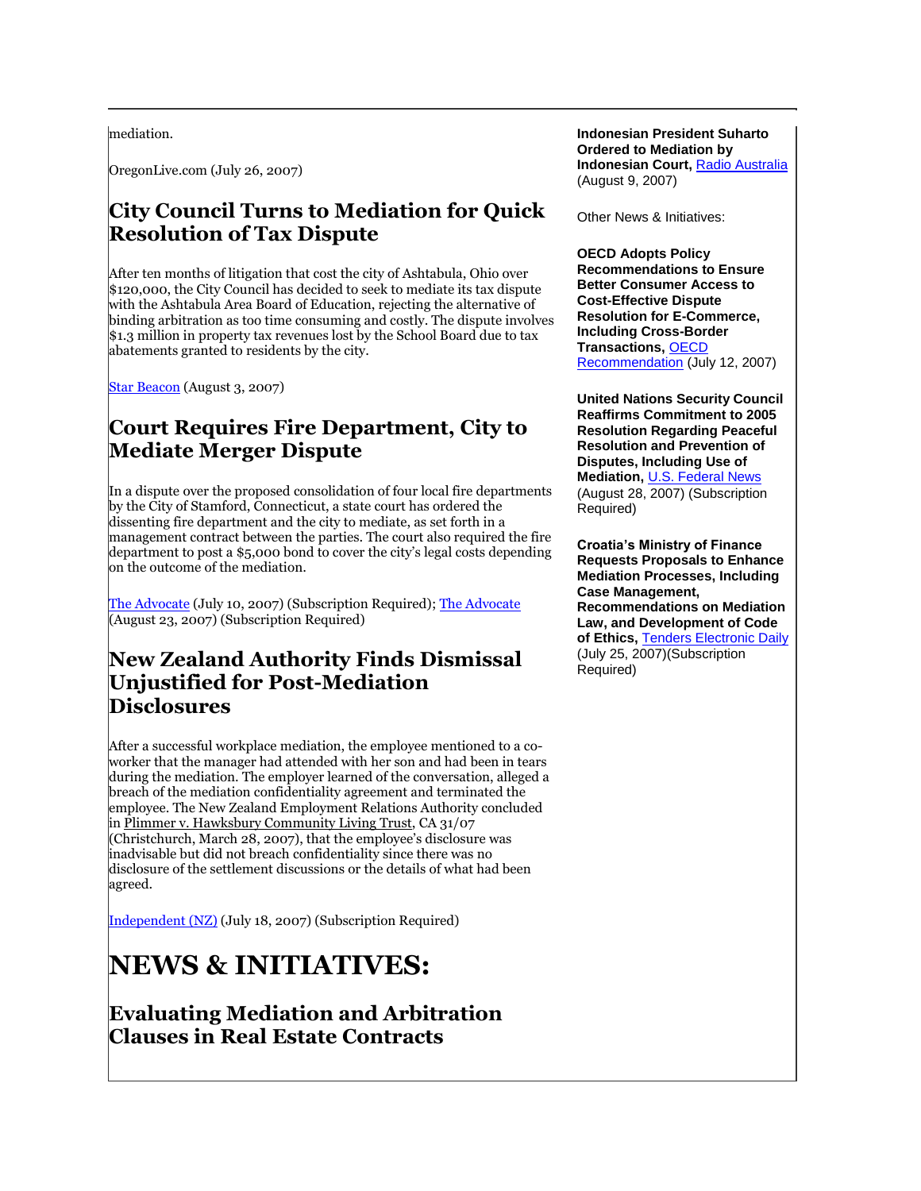mediation.

OregonLive.com (July 26, 2007)

## City Council Turns to Mediation for Quick Resolution of Tax Dispute

After ten months of litigation that cost the city of Ashtabula, Ohio over $120,000, the City Council has decided to seek to mediate its tax dispute with the Ashtabula Area Board of Education, rejecting the alternative of binding arbitration as too time consuming and costly. The dispute involves $1.3 million in property tax revenues lost by the School Board due to tax abatements granted to residents by the city.

Star Beacon (August 3, 2007)

## Court Requires Fire Department, City to Mediate Merger Dispute

In a dispute over the proposed consolidation of four local fire departments by the City of Stamford, Connecticut, a state court has ordered the dissenting fire department and the city to mediate, as set forth in a management contract between the parties. The court also required the fire department to post a $5,000 bond to cover the city's legal costs depending on the outcome of the mediation.

The Advocate (July 10, 2007) (Subscription Required); The Advocate (August 23, 2007) (Subscription Required)

## New Zealand Authority Finds Dismissal Unjustified for Post-Mediation Disclosures

After a successful workplace mediation, the employee mentioned to a co-worker that the manager had attended with her son and had been in tears during the mediation. The employer learned of the conversation, alleged a breach of the mediation confidentiality agreement and terminated the employee. The New Zealand Employment Relations Authority concluded in Plimmer v. Hawksbury Community Living Trust, CA 31/07 (Christchurch, March 28, 2007), that the employee's disclosure was inadvisable but did not breach confidentiality since there was no disclosure of the settlement discussions or the details of what had been agreed.

Independent (NZ) (July 18, 2007) (Subscription Required)

# NEWS & INITIATIVES:

## Evaluating Mediation and Arbitration Clauses in Real Estate Contracts

**Indonesian President Suharto Ordered to Mediation by Indonesian Court,** Radio Australia (August 9, 2007)

Other News & Initiatives:

**OECD Adopts Policy Recommendations to Ensure Better Consumer Access to Cost-Effective Dispute Resolution for E-Commerce, Including Cross-Border Transactions,** OECD Recommendation (July 12, 2007)

**United Nations Security Council Reaffirms Commitment to 2005 Resolution Regarding Peaceful Resolution and Prevention of Disputes, Including Use of Mediation,** U.S. Federal News (August 28, 2007) (Subscription Required)

**Croatia's Ministry of Finance Requests Proposals to Enhance Mediation Processes, Including Case Management, Recommendations on Mediation Law, and Development of Code of Ethics,** Tenders Electronic Daily (July 25, 2007)(Subscription Required)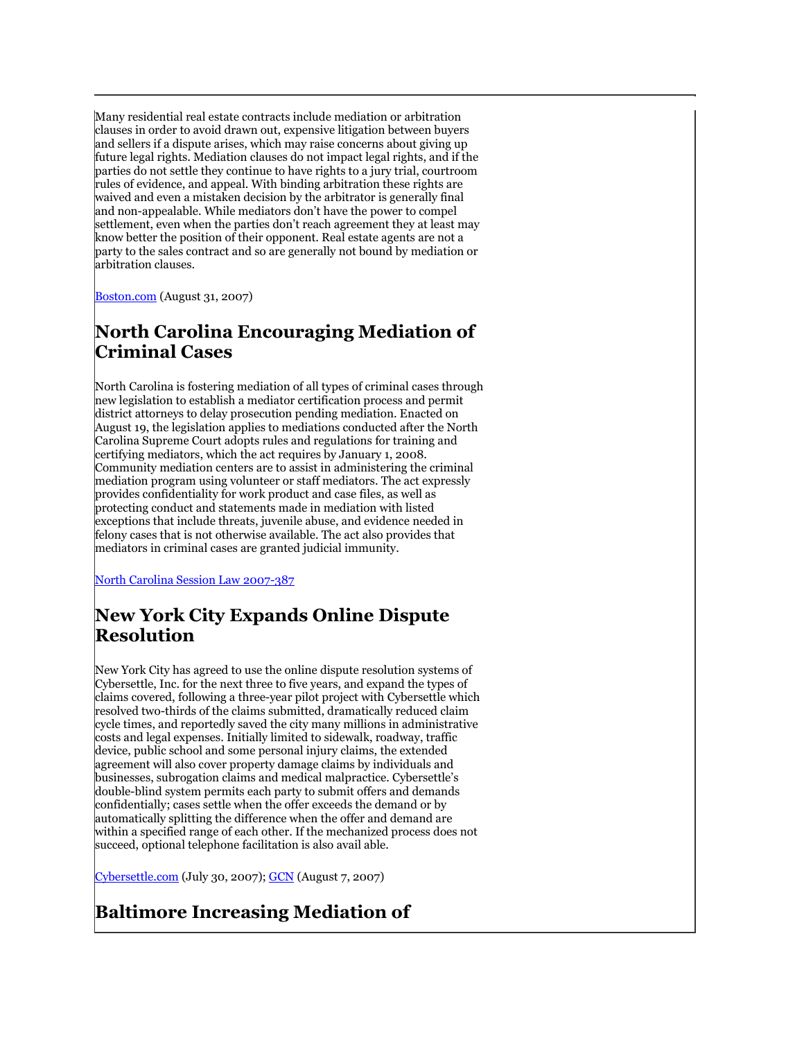Many residential real estate contracts include mediation or arbitration clauses in order to avoid drawn out, expensive litigation between buyers and sellers if a dispute arises, which may raise concerns about giving up future legal rights. Mediation clauses do not impact legal rights, and if the parties do not settle they continue to have rights to a jury trial, courtroom rules of evidence, and appeal. With binding arbitration these rights are waived and even a mistaken decision by the arbitrator is generally final and non-appealable. While mediators don't have the power to compel settlement, even when the parties don't reach agreement they at least may know better the position of their opponent. Real estate agents are not a party to the sales contract and so are generally not bound by mediation or arbitration clauses.

[Boston.com](Boston.com) (August 31, 2007)

## North Carolina Encouraging Mediation of Criminal Cases

North Carolina is fostering mediation of all types of criminal cases through new legislation to establish a mediator certification process and permit district attorneys to delay prosecution pending mediation. Enacted on August 19, the legislation applies to mediations conducted after the North Carolina Supreme Court adopts rules and regulations for training and certifying mediators, which the act requires by January 1, 2008. Community mediation centers are to assist in administering the criminal mediation program using volunteer or staff mediators. The act expressly provides confidentiality for work product and case files, as well as protecting conduct and statements made in mediation with listed exceptions that include threats, juvenile abuse, and evidence needed in felony cases that is not otherwise available. The act also provides that mediators in criminal cases are granted judicial immunity.

North Carolina Session Law 2007-387

## New York City Expands Online Dispute Resolution

New York City has agreed to use the online dispute resolution systems of Cybersettle, Inc. for the next three to five years, and expand the types of claims covered, following a three-year pilot project with Cybersettle which resolved two-thirds of the claims submitted, dramatically reduced claim cycle times, and reportedly saved the city many millions in administrative costs and legal expenses. Initially limited to sidewalk, roadway, traffic device, public school and some personal injury claims, the extended agreement will also cover property damage claims by individuals and businesses, subrogation claims and medical malpractice. Cybersettle's double-blind system permits each party to submit offers and demands confidentially; cases settle when the offer exceeds the demand or by automatically splitting the difference when the offer and demand are within a specified range of each other. If the mechanized process does not succeed, optional telephone facilitation is also avail able.

Cybersettle.com (July 30, 2007); GCN (August 7, 2007)

## Baltimore Increasing Mediation of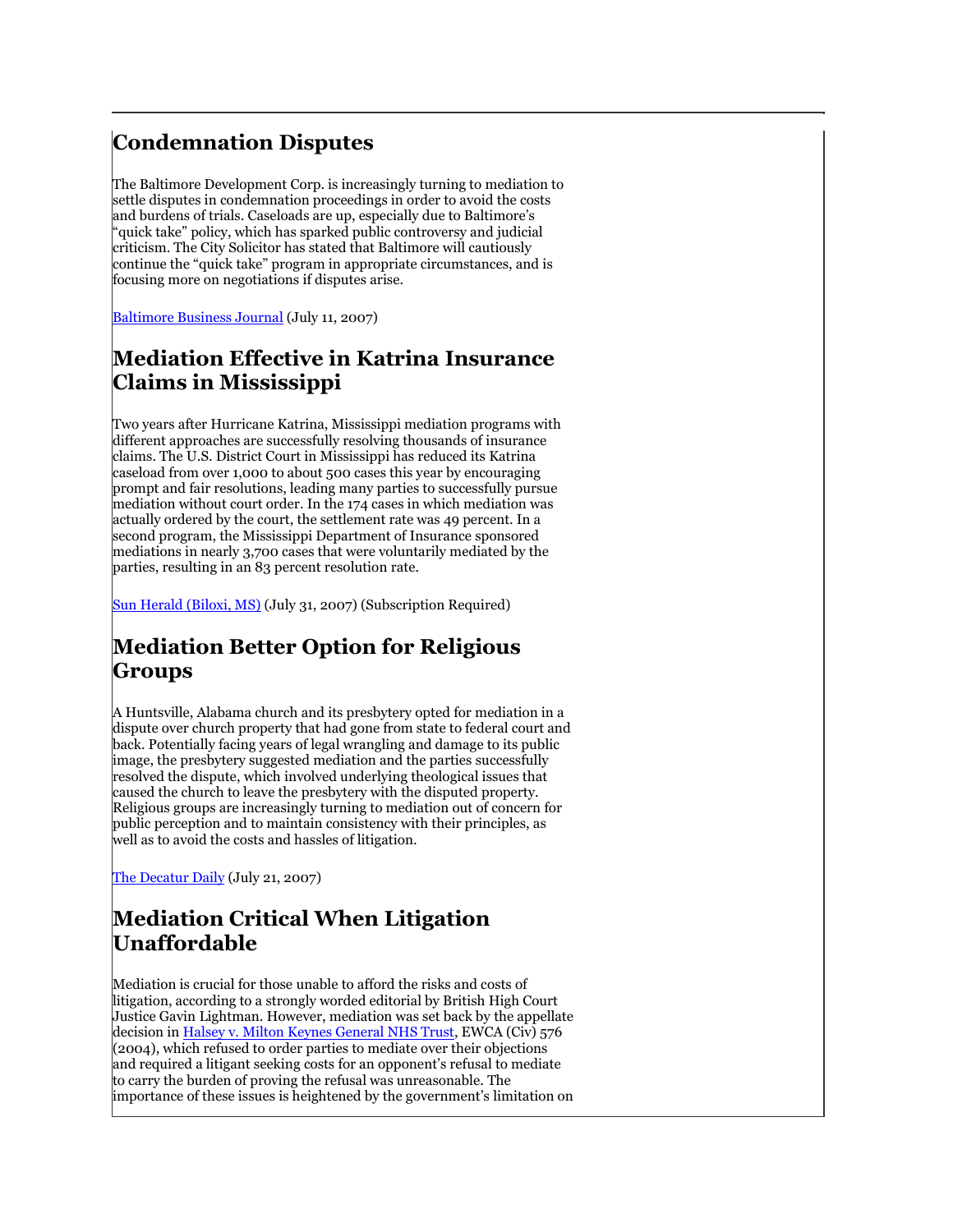## Condemnation Disputes

The Baltimore Development Corp. is increasingly turning to mediation to settle disputes in condemnation proceedings in order to avoid the costs and burdens of trials. Caseloads are up, especially due to Baltimore's "quick take" policy, which has sparked public controversy and judicial criticism. The City Solicitor has stated that Baltimore will cautiously continue the "quick take" program in appropriate circumstances, and is focusing more on negotiations if disputes arise.

Baltimore Business Journal (July 11, 2007)

## Mediation Effective in Katrina Insurance Claims in Mississippi

Two years after Hurricane Katrina, Mississippi mediation programs with different approaches are successfully resolving thousands of insurance claims. The U.S. District Court in Mississippi has reduced its Katrina caseload from over 1,000 to about 500 cases this year by encouraging prompt and fair resolutions, leading many parties to successfully pursue mediation without court order. In the 174 cases in which mediation was actually ordered by the court, the settlement rate was 49 percent. In a second program, the Mississippi Department of Insurance sponsored mediations in nearly 3,700 cases that were voluntarily mediated by the parties, resulting in an 83 percent resolution rate.

Sun Herald (Biloxi, MS) (July 31, 2007) (Subscription Required)

## Mediation Better Option for Religious Groups

A Huntsville, Alabama church and its presbytery opted for mediation in a dispute over church property that had gone from state to federal court and back. Potentially facing years of legal wrangling and damage to its public image, the presbytery suggested mediation and the parties successfully resolved the dispute, which involved underlying theological issues that caused the church to leave the presbytery with the disputed property. Religious groups are increasingly turning to mediation out of concern for public perception and to maintain consistency with their principles, as well as to avoid the costs and hassles of litigation.

The Decatur Daily (July 21, 2007)

## Mediation Critical When Litigation Unaffordable

Mediation is crucial for those unable to afford the risks and costs of litigation, according to a strongly worded editorial by British High Court Justice Gavin Lightman. However, mediation was set back by the appellate decision in Halsey v. Milton Keynes General NHS Trust, EWCA (Civ) 576 (2004), which refused to order parties to mediate over their objections and required a litigant seeking costs for an opponent's refusal to mediate to carry the burden of proving the refusal was unreasonable. The importance of these issues is heightened by the government's limitation on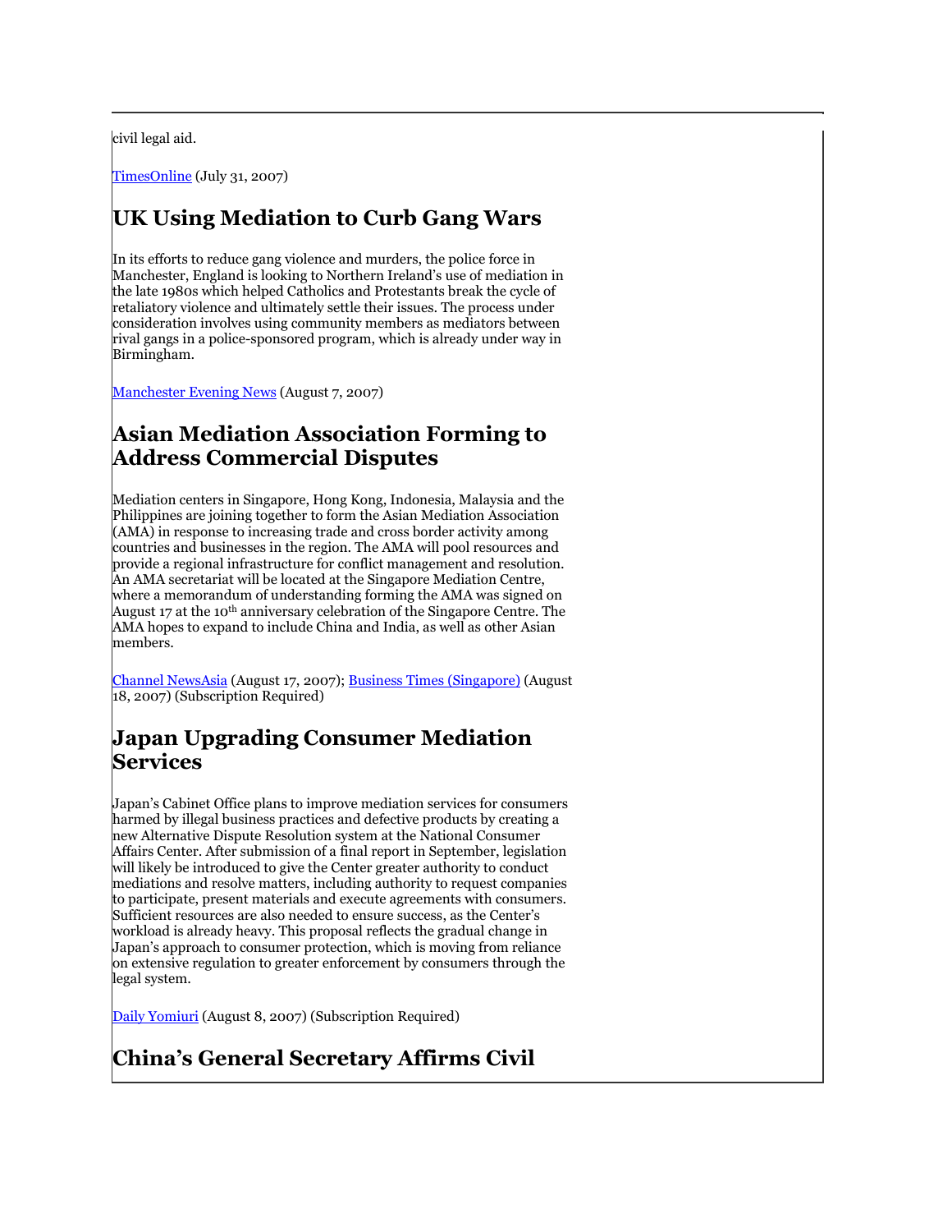civil legal aid.

TimesOnline (July 31, 2007)

## UK Using Mediation to Curb Gang Wars

In its efforts to reduce gang violence and murders, the police force in Manchester, England is looking to Northern Ireland's use of mediation in the late 1980s which helped Catholics and Protestants break the cycle of retaliatory violence and ultimately settle their issues. The process under consideration involves using community members as mediators between rival gangs in a police-sponsored program, which is already under way in Birmingham.

Manchester Evening News (August 7, 2007)

## Asian Mediation Association Forming to Address Commercial Disputes

Mediation centers in Singapore, Hong Kong, Indonesia, Malaysia and the Philippines are joining together to form the Asian Mediation Association (AMA) in response to increasing trade and cross border activity among countries and businesses in the region. The AMA will pool resources and provide a regional infrastructure for conflict management and resolution. An AMA secretariat will be located at the Singapore Mediation Centre, where a memorandum of understanding forming the AMA was signed on August 17 at the 10th anniversary celebration of the Singapore Centre. The AMA hopes to expand to include China and India, as well as other Asian members.

Channel NewsAsia (August 17, 2007); Business Times (Singapore) (August 18, 2007) (Subscription Required)

## Japan Upgrading Consumer Mediation Services

Japan's Cabinet Office plans to improve mediation services for consumers harmed by illegal business practices and defective products by creating a new Alternative Dispute Resolution system at the National Consumer Affairs Center. After submission of a final report in September, legislation will likely be introduced to give the Center greater authority to conduct mediations and resolve matters, including authority to request companies to participate, present materials and execute agreements with consumers. Sufficient resources are also needed to ensure success, as the Center's workload is already heavy. This proposal reflects the gradual change in Japan's approach to consumer protection, which is moving from reliance on extensive regulation to greater enforcement by consumers through the legal system.

Daily Yomiuri (August 8, 2007) (Subscription Required)

## China's General Secretary Affirms Civil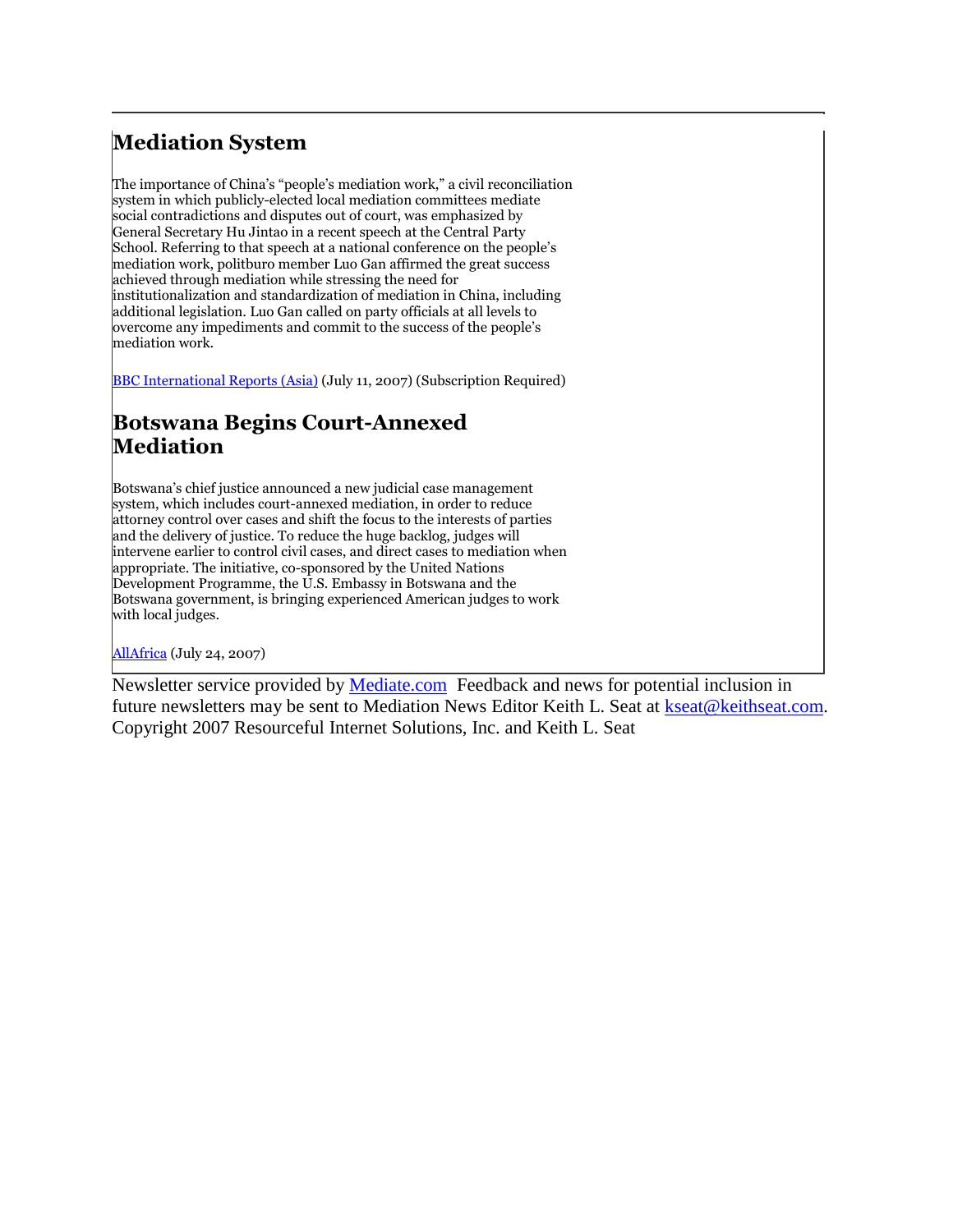## Mediation System

The importance of China's "people's mediation work," a civil reconciliation system in which publicly-elected local mediation committees mediate social contradictions and disputes out of court, was emphasized by General Secretary Hu Jintao in a recent speech at the Central Party School. Referring to that speech at a national conference on the people's mediation work, politburo member Luo Gan affirmed the great success achieved through mediation while stressing the need for institutionalization and standardization of mediation in China, including additional legislation. Luo Gan called on party officials at all levels to overcome any impediments and commit to the success of the people's mediation work.

BBC International Reports (Asia) (July 11, 2007) (Subscription Required)

## Botswana Begins Court-Annexed Mediation

Botswana's chief justice announced a new judicial case management system, which includes court-annexed mediation, in order to reduce attorney control over cases and shift the focus to the interests of parties and the delivery of justice. To reduce the huge backlog, judges will intervene earlier to control civil cases, and direct cases to mediation when appropriate. The initiative, co-sponsored by the United Nations Development Programme, the U.S. Embassy in Botswana and the Botswana government, is bringing experienced American judges to work with local judges.

AllAfrica (July 24, 2007)

Newsletter service provided by Mediate.com Feedback and news for potential inclusion in future newsletters may be sent to Mediation News Editor Keith L. Seat at kseat@keithseat.com. Copyright 2007 Resourceful Internet Solutions, Inc. and Keith L. Seat